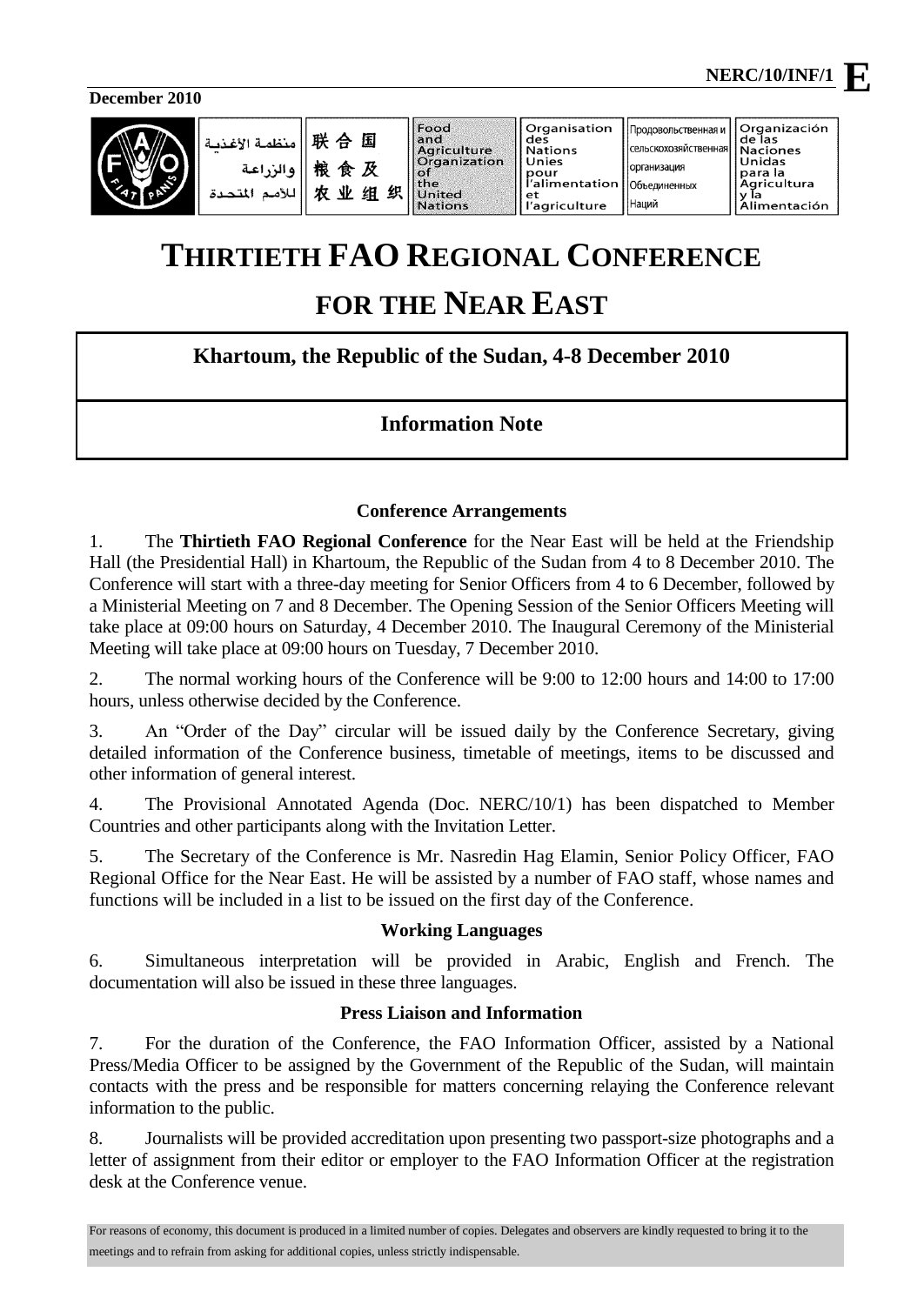NERC/10/INF/1 **E**

December 2010

| منظمة الأغذية والزراعة للأمم المتحدة | 联合国粮食及农业组织 | Food and Agriculture Organization of the United Nations | Organisation des Nations Unies pour l'alimentation et l'agriculture | Продовольственная и сельскохозяйственная организация Объединенных Наций | Organización de las Naciones Unidas para la Agricultura y la Alimentación |
|---|---|---|---|---|---|

# THIRTIETH FAO REGIONAL CONFERENCE FOR THE NEAR EAST

## Khartoum, the Republic of the Sudan, 4-8 December 2010

## Information Note

### Conference Arrangements

1. The **Thirtieth FAO Regional Conference** for the Near East will be held at the Friendship Hall (the Presidential Hall) in Khartoum, the Republic of the Sudan from 4 to 8 December 2010. The Conference will start with a three-day meeting for Senior Officers from 4 to 6 December, followed by a Ministerial Meeting on 7 and 8 December. The Opening Session of the Senior Officers Meeting will take place at 09:00 hours on Saturday, 4 December 2010. The Inaugural Ceremony of the Ministerial Meeting will take place at 09:00 hours on Tuesday, 7 December 2010.

2. The normal working hours of the Conference will be 9:00 to 12:00 hours and 14:00 to 17:00 hours, unless otherwise decided by the Conference.

3. An "Order of the Day" circular will be issued daily by the Conference Secretary, giving detailed information of the Conference business, timetable of meetings, items to be discussed and other information of general interest.

4. The Provisional Annotated Agenda (Doc. NERC/10/1) has been dispatched to Member Countries and other participants along with the Invitation Letter.

5. The Secretary of the Conference is Mr. Nasredin Hag Elamin, Senior Policy Officer, FAO Regional Office for the Near East. He will be assisted by a number of FAO staff, whose names and functions will be included in a list to be issued on the first day of the Conference.

### Working Languages

6. Simultaneous interpretation will be provided in Arabic, English and French. The documentation will also be issued in these three languages.

### Press Liaison and Information

7. For the duration of the Conference, the FAO Information Officer, assisted by a National Press/Media Officer to be assigned by the Government of the Republic of the Sudan, will maintain contacts with the press and be responsible for matters concerning relaying the Conference relevant information to the public.

8. Journalists will be provided accreditation upon presenting two passport-size photographs and a letter of assignment from their editor or employer to the FAO Information Officer at the registration desk at the Conference venue.

For reasons of economy, this document is produced in a limited number of copies. Delegates and observers are kindly requested to bring it to the meetings and to refrain from asking for additional copies, unless strictly indispensable.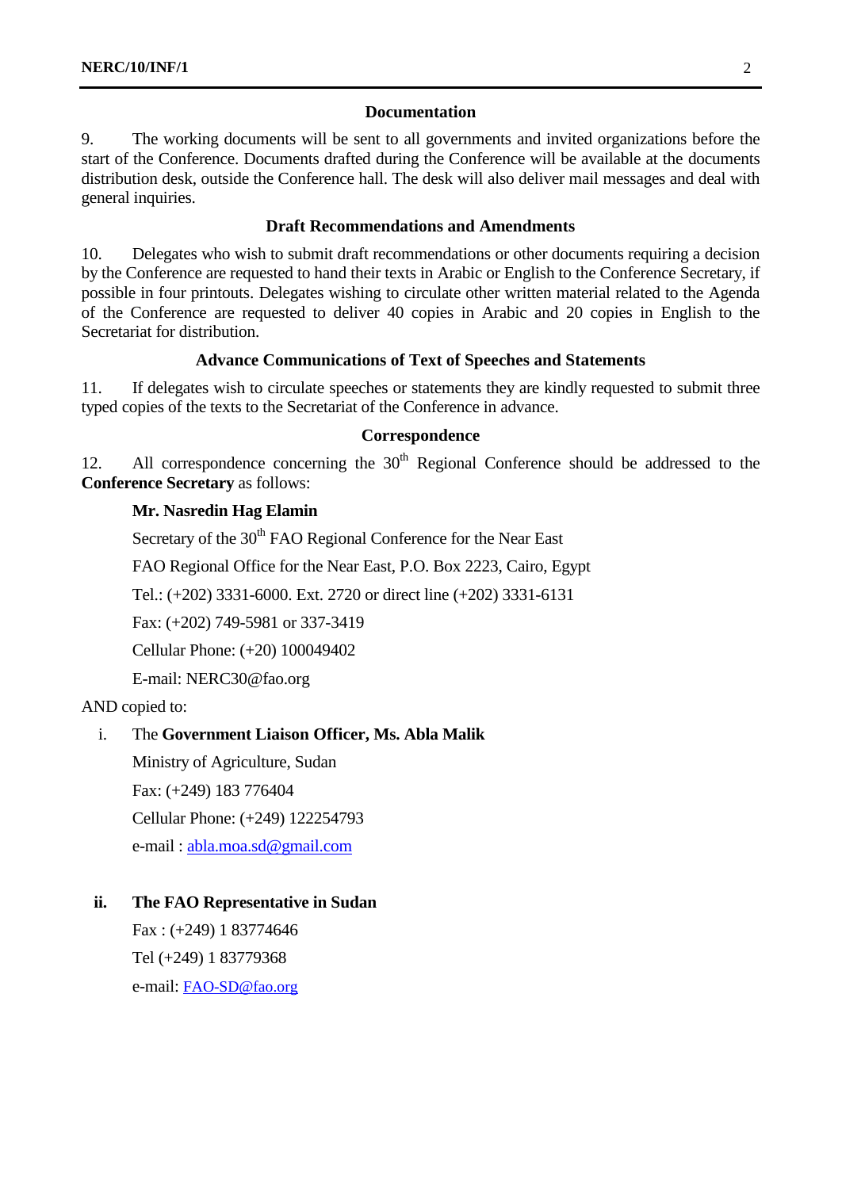### Documentation

9. The working documents will be sent to all governments and invited organizations before the start of the Conference. Documents drafted during the Conference will be available at the documents distribution desk, outside the Conference hall. The desk will also deliver mail messages and deal with general inquiries.

### Draft Recommendations and Amendments

10. Delegates who wish to submit draft recommendations or other documents requiring a decision by the Conference are requested to hand their texts in Arabic or English to the Conference Secretary, if possible in four printouts. Delegates wishing to circulate other written material related to the Agenda of the Conference are requested to deliver 40 copies in Arabic and 20 copies in English to the Secretariat for distribution.

### Advance Communications of Text of Speeches and Statements

11. If delegates wish to circulate speeches or statements they are kindly requested to submit three typed copies of the texts to the Secretariat of the Conference in advance.

### Correspondence

12. All correspondence concerning the 30th Regional Conference should be addressed to the **Conference Secretary** as follows:

**Mr. Nasredin Hag Elamin**

Secretary of the 30th FAO Regional Conference for the Near East

FAO Regional Office for the Near East, P.O. Box 2223, Cairo, Egypt

Tel.: (+202) 3331-6000. Ext. 2720 or direct line (+202) 3331-6131

Fax: (+202) 749-5981 or 337-3419

Cellular Phone: (+20) 100049402

E-mail: NERC30@fao.org

AND copied to:

i. The **Government Liaison Officer, Ms. Abla Malik**

Ministry of Agriculture, Sudan

Fax: (+249) 183 776404

Cellular Phone: (+249) 122254793

e-mail : abla.moa.sd@gmail.com

**ii. The FAO Representative in Sudan**

Fax : (+249) 1 83774646

Tel (+249) 1 83779368

e-mail: FAO-SD@fao.org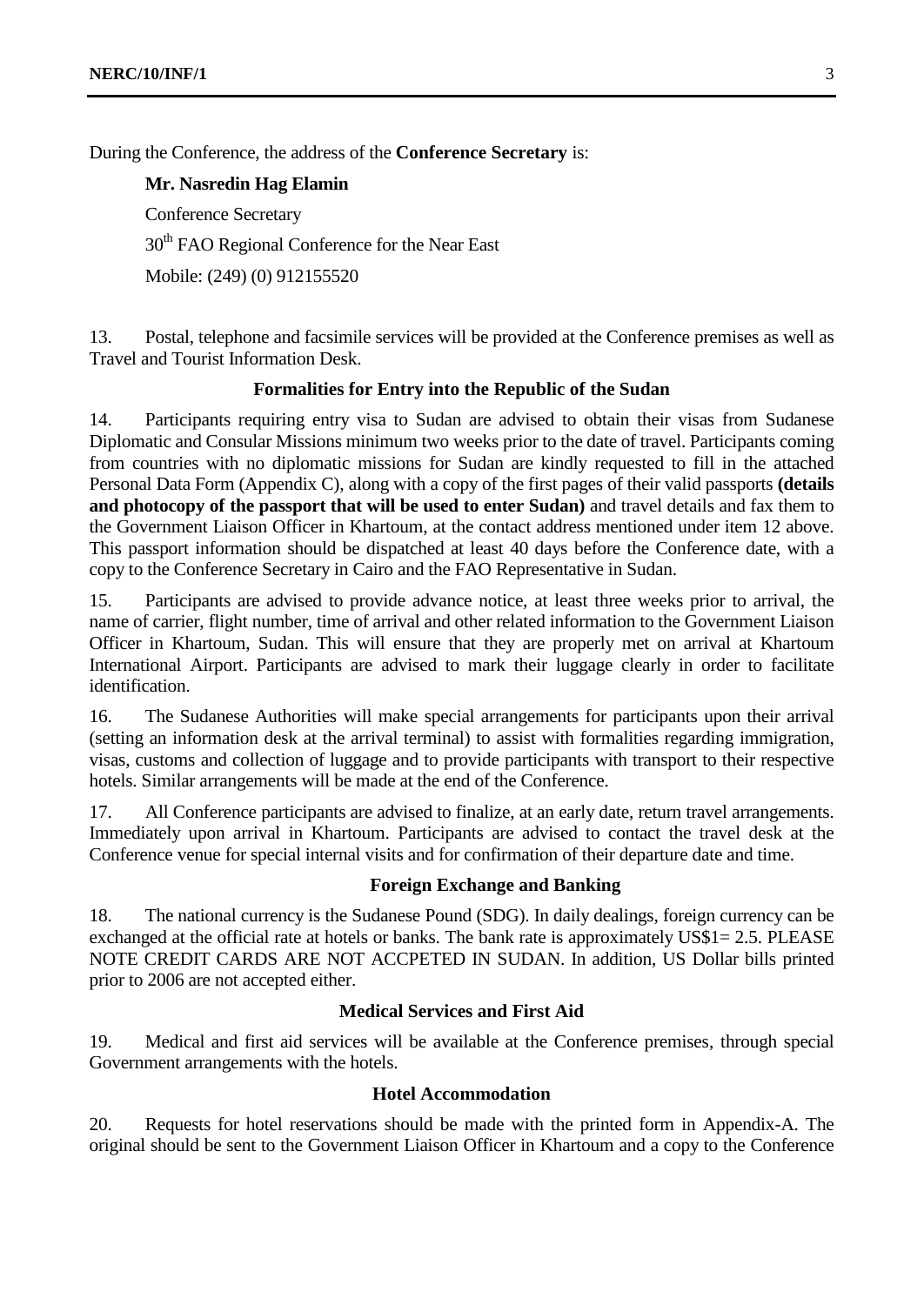During the Conference, the address of the **Conference Secretary** is:

**Mr. Nasredin Hag Elamin**

Conference Secretary

30th FAO Regional Conference for the Near East

Mobile: (249) (0) 912155520

13. Postal, telephone and facsimile services will be provided at the Conference premises as well as Travel and Tourist Information Desk.

### Formalities for Entry into the Republic of the Sudan

14. Participants requiring entry visa to Sudan are advised to obtain their visas from Sudanese Diplomatic and Consular Missions minimum two weeks prior to the date of travel. Participants coming from countries with no diplomatic missions for Sudan are kindly requested to fill in the attached Personal Data Form (Appendix C), along with a copy of the first pages of their valid passports **(details and photocopy of the passport that will be used to enter Sudan)** and travel details and fax them to the Government Liaison Officer in Khartoum, at the contact address mentioned under item 12 above. This passport information should be dispatched at least 40 days before the Conference date, with a copy to the Conference Secretary in Cairo and the FAO Representative in Sudan.

15. Participants are advised to provide advance notice, at least three weeks prior to arrival, the name of carrier, flight number, time of arrival and other related information to the Government Liaison Officer in Khartoum, Sudan. This will ensure that they are properly met on arrival at Khartoum International Airport. Participants are advised to mark their luggage clearly in order to facilitate identification.

16. The Sudanese Authorities will make special arrangements for participants upon their arrival (setting an information desk at the arrival terminal) to assist with formalities regarding immigration, visas, customs and collection of luggage and to provide participants with transport to their respective hotels. Similar arrangements will be made at the end of the Conference.

17. All Conference participants are advised to finalize, at an early date, return travel arrangements. Immediately upon arrival in Khartoum. Participants are advised to contact the travel desk at the Conference venue for special internal visits and for confirmation of their departure date and time.

### Foreign Exchange and Banking

18. The national currency is the Sudanese Pound (SDG). In daily dealings, foreign currency can be exchanged at the official rate at hotels or banks. The bank rate is approximately US$1= 2.5. PLEASE NOTE CREDIT CARDS ARE NOT ACCPETED IN SUDAN. In addition, US Dollar bills printed prior to 2006 are not accepted either.

### Medical Services and First Aid

19. Medical and first aid services will be available at the Conference premises, through special Government arrangements with the hotels.

### Hotel Accommodation

20. Requests for hotel reservations should be made with the printed form in Appendix-A. The original should be sent to the Government Liaison Officer in Khartoum and a copy to the Conference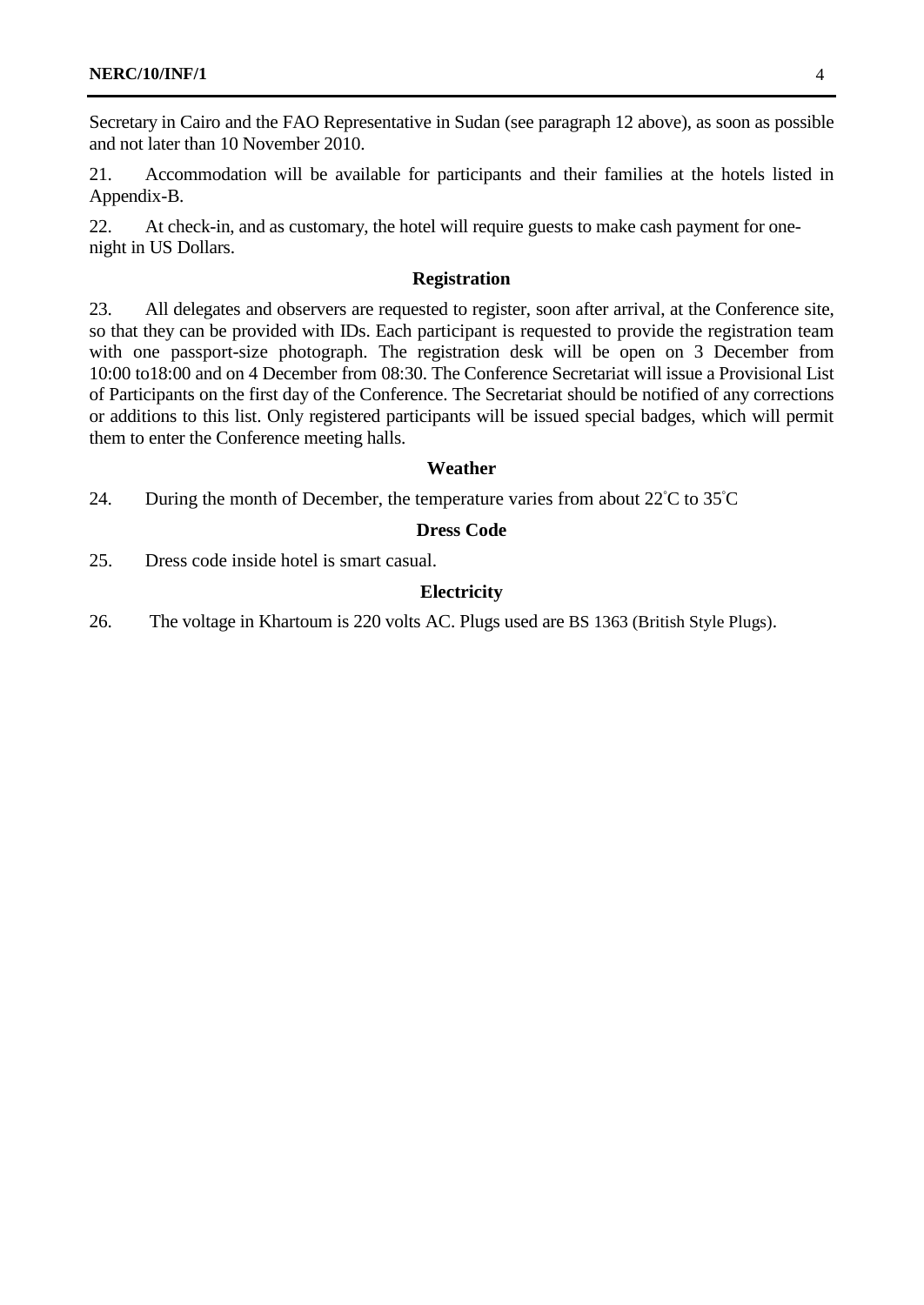Secretary in Cairo and the FAO Representative in Sudan (see paragraph 12 above), as soon as possible and not later than 10 November 2010.

21. Accommodation will be available for participants and their families at the hotels listed in Appendix-B.

22. At check-in, and as customary, the hotel will require guests to make cash payment for one-night in US Dollars.

### Registration

23. All delegates and observers are requested to register, soon after arrival, at the Conference site, so that they can be provided with IDs. Each participant is requested to provide the registration team with one passport-size photograph. The registration desk will be open on 3 December from 10:00 to18:00 and on 4 December from 08:30. The Conference Secretariat will issue a Provisional List of Participants on the first day of the Conference. The Secretariat should be notified of any corrections or additions to this list. Only registered participants will be issued special badges, which will permit them to enter the Conference meeting halls.

### Weather

24. During the month of December, the temperature varies from about 22°C to 35°C

### Dress Code

25. Dress code inside hotel is smart casual.

### Electricity

26. The voltage in Khartoum is 220 volts AC. Plugs used are BS 1363 (British Style Plugs).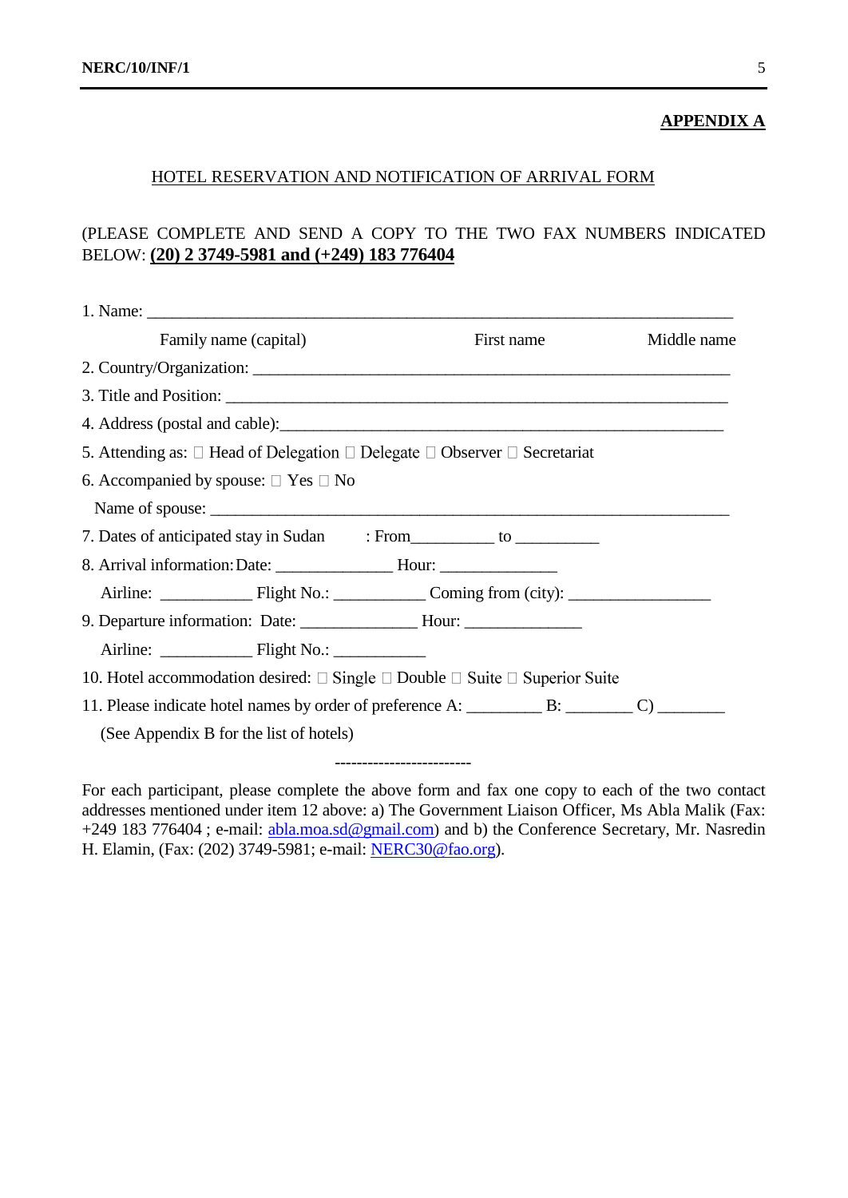**APPENDIX A**

HOTEL RESERVATION AND NOTIFICATION OF ARRIVAL FORM

(PLEASE COMPLETE AND SEND A COPY TO THE TWO FAX NUMBERS INDICATED BELOW: **(20) 2 3749-5981 and (+249) 183 776404**

1. Name: ___________________________________________________________________

   Family name (capital) First name Middle name

2. Country/Organization: _______________________________________________________

3. Title and Position: __________________________________________________________

4. Address (postal and cable):____________________________________________________

5. Attending as: □ Head of Delegation □ Delegate □ Observer □ Secretariat

6. Accompanied by spouse: □ Yes □ No

   Name of spouse: _____________________________________________________________

7. Dates of anticipated stay in Sudan : From__________ to __________

8. Arrival information: Date: ______________ Hour: ______________

   Airline: ___________ Flight No.: ___________ Coming from (city): _________________

9. Departure information: Date: ______________ Hour: ______________

   Airline: ___________ Flight No.: ___________

10. Hotel accommodation desired: □ Single □ Double □ Suite □ Superior Suite

11. Please indicate hotel names by order of preference A: _________ B: ________ C) ________

    (See Appendix B for the list of hotels)

-------------------------

For each participant, please complete the above form and fax one copy to each of the two contact addresses mentioned under item 12 above: a) The Government Liaison Officer, Ms Abla Malik (Fax: +249 183 776404 ; e-mail: abla.moa.sd@gmail.com) and b) the Conference Secretary, Mr. Nasredin H. Elamin, (Fax: (202) 3749-5981; e-mail: NERC30@fao.org).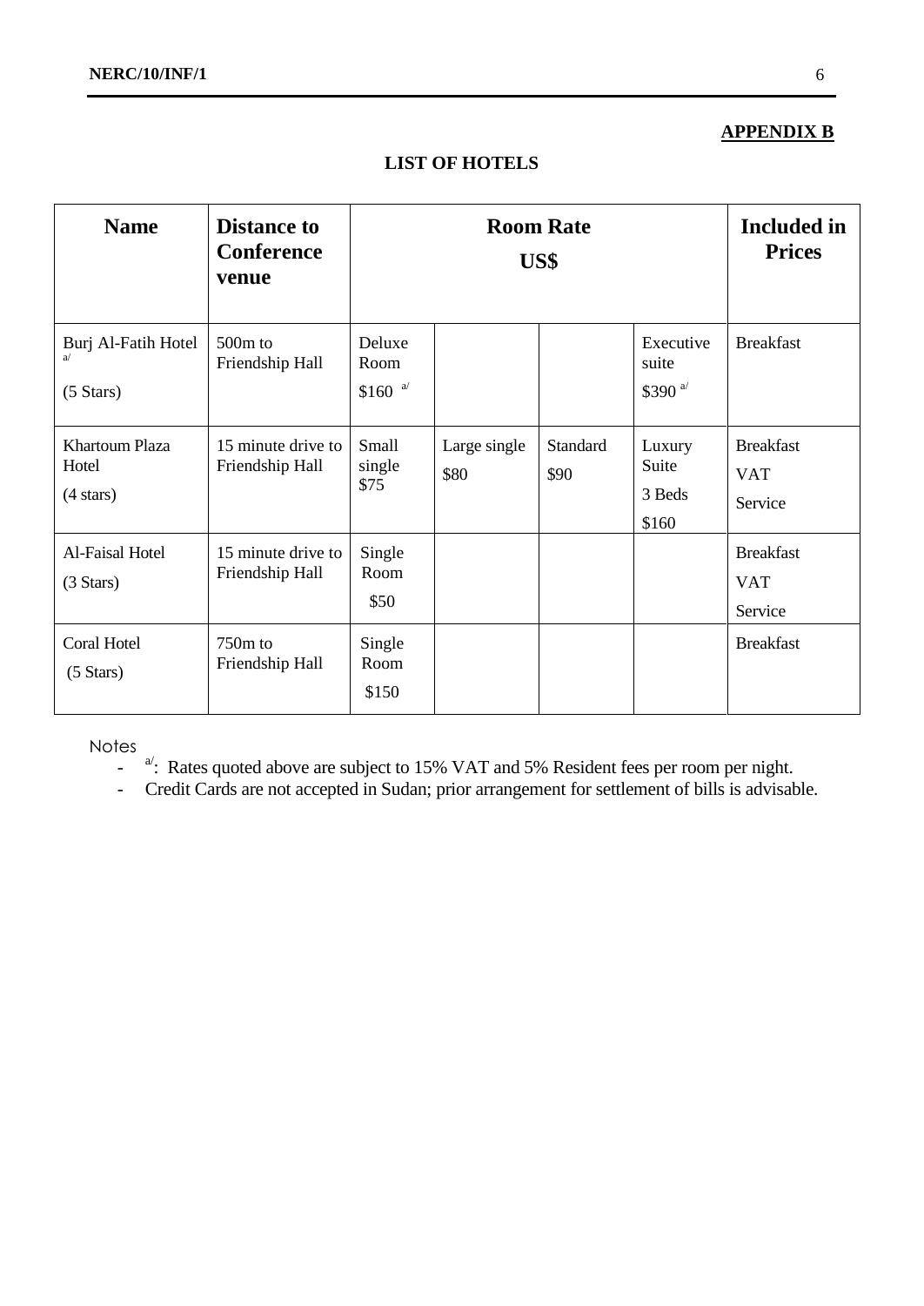**APPENDIX B**

**LIST OF HOTELS**

| Name | Distance to Conference venue | Room Rate US$ | | | | Included in Prices |
|---|---|---|---|---|---|---|
| Burj Al-Fatih Hotel [a/] (5 Stars) | 500m to Friendship Hall | Deluxe Room $160 [a/] | | | Executive suite $390 [a/] | Breakfast |
| Khartoum Plaza Hotel (4 stars) | 15 minute drive to Friendship Hall | Small single $75 | Large single $80 | Standard $90 | Luxury Suite 3 Beds $160 | Breakfast VAT Service |
| Al-Faisal Hotel (3 Stars) | 15 minute drive to Friendship Hall | Single Room $50 | | | | Breakfast VAT Service |
| Coral Hotel (5 Stars) | 750m to Friendship Hall | Single Room $150 | | | | Breakfast |

Notes

- [a/]: Rates quoted above are subject to 15% VAT and 5% Resident fees per room per night.
- Credit Cards are not accepted in Sudan; prior arrangement for settlement of bills is advisable.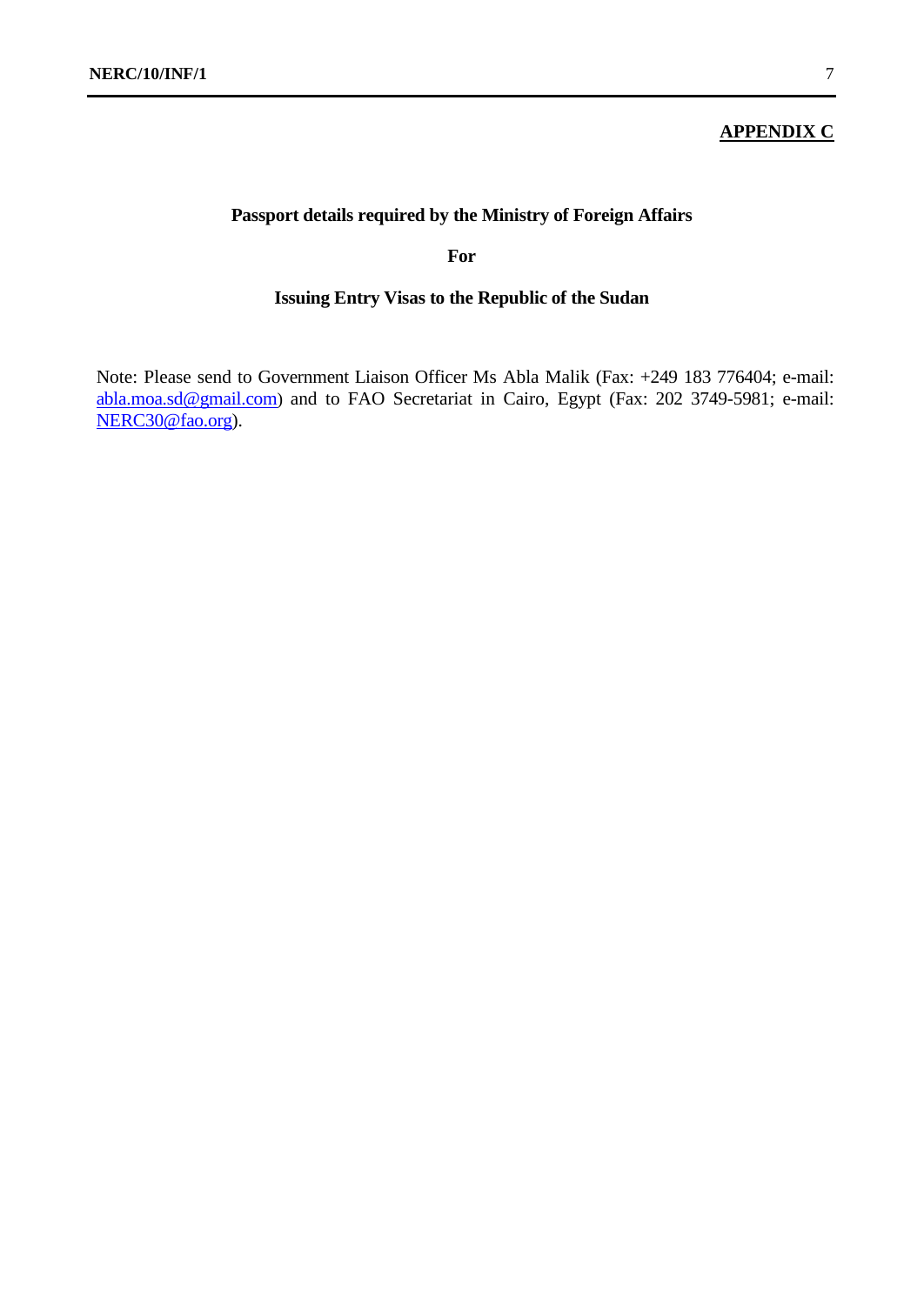**APPENDIX C**

**Passport details required by the Ministry of Foreign Affairs**

**For**

**Issuing Entry Visas to the Republic of the Sudan**

Note: Please send to Government Liaison Officer Ms Abla Malik (Fax: +249 183 776404; e-mail: abla.moa.sd@gmail.com) and to FAO Secretariat in Cairo, Egypt (Fax: 202 3749-5981; e-mail: NERC30@fao.org).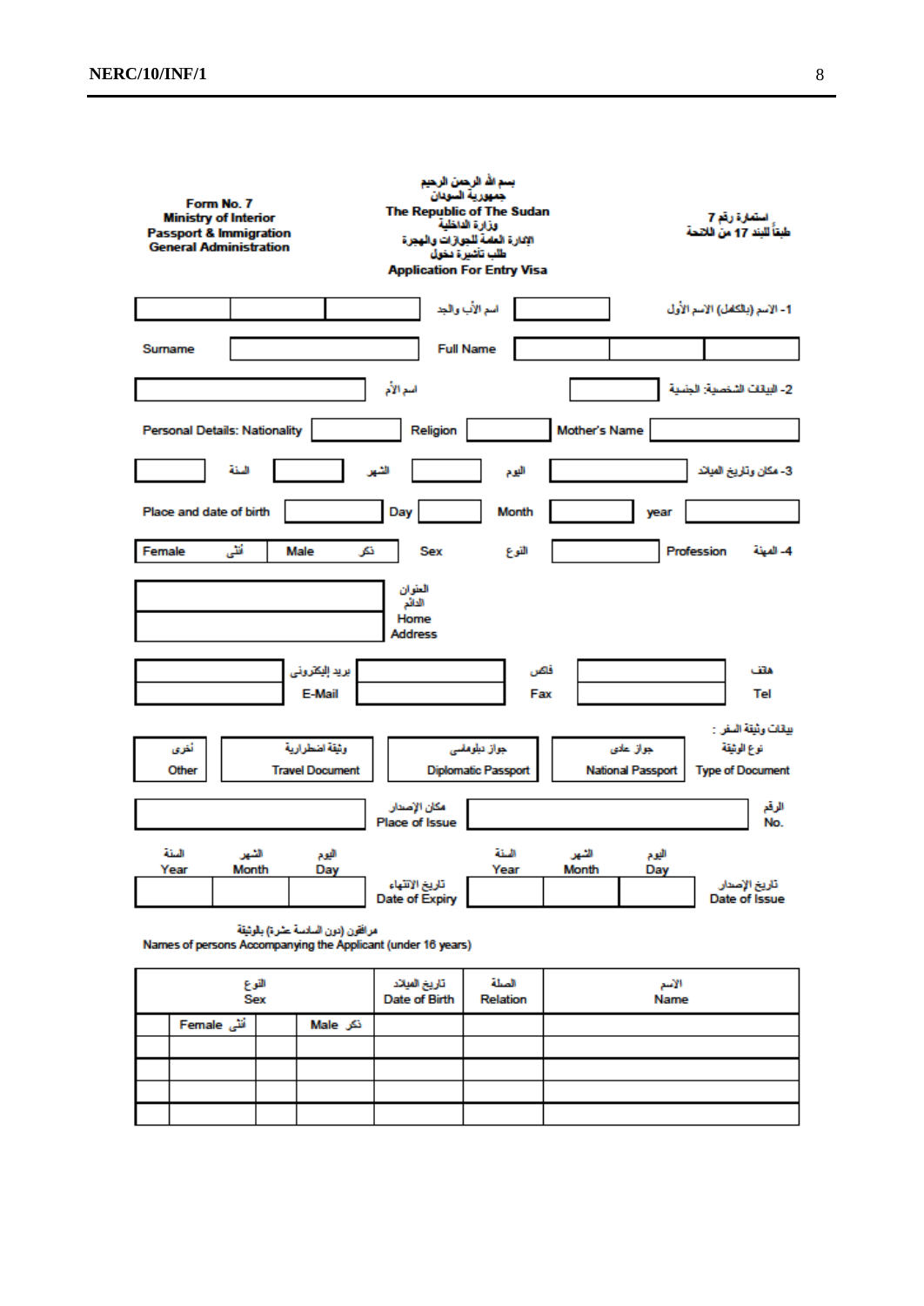| Form No. 7<br>Ministry of Interior<br>Passport & Immigration<br>General Administration | بسم الله الرحمن الرحيم<br>جمهورية السودان<br>The Republic of The Sudan<br>وزارة الداخلية<br>الإدارة العامة للجوازات والهجرة<br>طلب تأشيرة دخول<br>**Application For Entry Visa** | استمارة رقم 7<br>طبقاً للبند 17 من اللائحة |
|---|---|---|

1- الاسم (بالكامل) الاسم الأول ______ اسم الأب والجد ______ ______ ______

Surname ______ Full Name ______ ______ ______

2- البيانات الشخصية: الجنسية ______ اسم الأم ______

Personal Details: Nationality ______ Religion ______ Mother's Name ______

3- مكان وتاريخ الميلاد ______ اليوم ______ الشهر ______ السنة ______

Place and date of birth ______ Day ______ Month ______ year ______

4- المهنة Profession ______ النوع Sex: ذكر Male ______ أنثى Female ______

العنوان الدائم
Home Address ______

هاتف Tel ______ فاكس Fax ______ بريد إلكتروني E-Mail ______

بيانات وثيقة السفر :

نوع الوثيقة Type of Document: جواز عادي National Passport ______ جواز دبلوماسي Diplomatic Passport ______ وثيقة اضطرارية Travel Document ______ أخرى Other ______

الرقم No. ______ مكان الإصدار Place of Issue ______

تاريخ الإصدار Date of Issue: اليوم Day ______ الشهر Month ______ السنة Year ______

تاريخ الانتهاء Date of Expiry: اليوم Day ______ الشهر Month ______ السنة Year ______

مرافقون (دون السادسة عشرة) بالوثيقة
Names of persons Accompanying the Applicant (under 16 years)

| الاسم<br>Name | الصلة<br>Relation | تاريخ الميلاد<br>Date of Birth | النوع<br>Sex | | | |
|---|---|---|---|---|---|---|
| | | | ذكر Male | | أنثى Female | |
| | | | | | | |
| | | | | | | |
| | | | | | | |
| | | | | | | |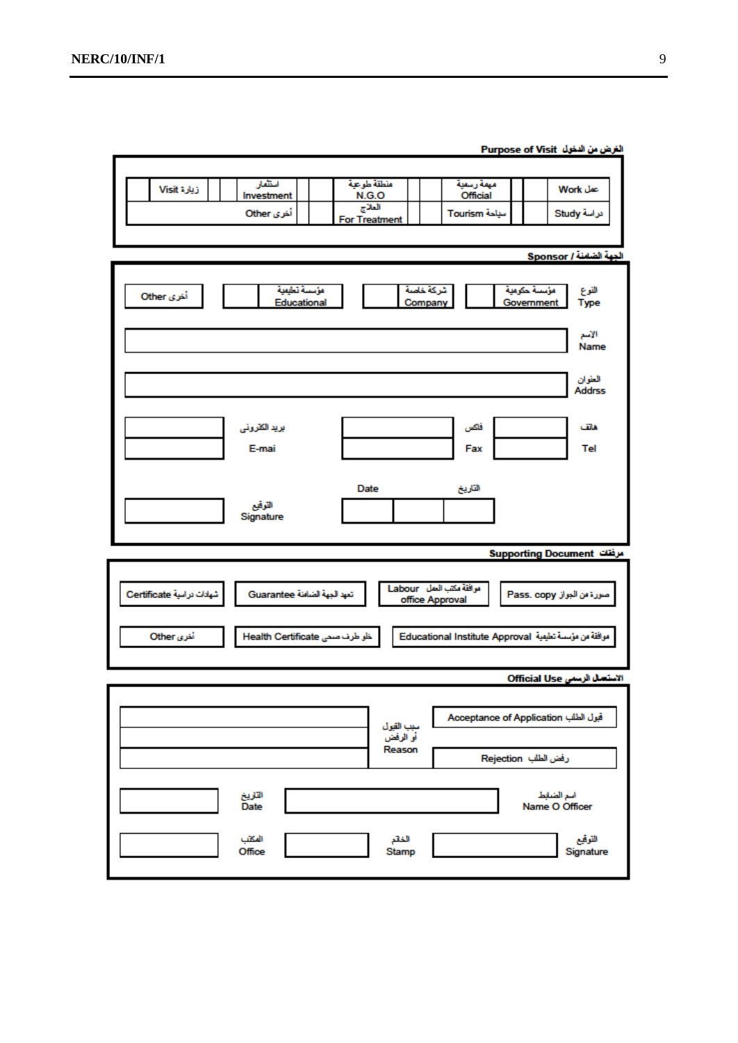الغرض من الدخول Purpose of Visit

| | | | | | | | | | |
|---|---|---|---|---|---|---|---|---|---|
| | زيارة Visit | | استثمار Investment | | منطقة طوعية N.G.O | | مهمة رسمية Official | | عمل Work |
| | | | أخرى Other | | العلاج For Treatment | | سياحة Tourism | | دراسة Study |

الجهة الضامنة / Sponsor

| | | | | | | | | |
|---|---|---|---|---|---|---|---|---|
| أخرى Other | | مؤسسة تعليمية Educational | | شركة خاصة Company | | مؤسسة حكومية Government | النوع Type |

| | |
|---|---|
| | الاسم Name |
| | العنوان Addrss |

| | | | | | |
|---|---|---|---|---|---|
| | بريد الكترونى E-mai | | فاكس Fax | | هاتف Tel |

| | | | |
|---|---|---|---|
| | التوقيع Signature | | Date التاريخ |

مرفقات Supporting Document

| | | | |
|---|---|---|---|
| شهادات دراسية Certificate | تعهد الجهة الضامنة Guarantee | موافقة مكتب العمل Labour office Approval | صورة من الجواز Pass. copy |
| أخرى Other | خلو طرف صحى Health Certificate | موافقة من مؤسسة تعليمية Educational Institute Approval | |

الاستعمال الرسمي Official Use

| | | |
|---|---|---|
| | سبب القبول أو الرفض Reason | قبول الطلب Acceptance of Application |
| | | رفض الطلب Rejection |

| | | | |
|---|---|---|---|
| | التاريخ Date | | اسم الضابط Name O Officer |
| | المكتب Office | | الختام Stamp | | التوقيع Signature |